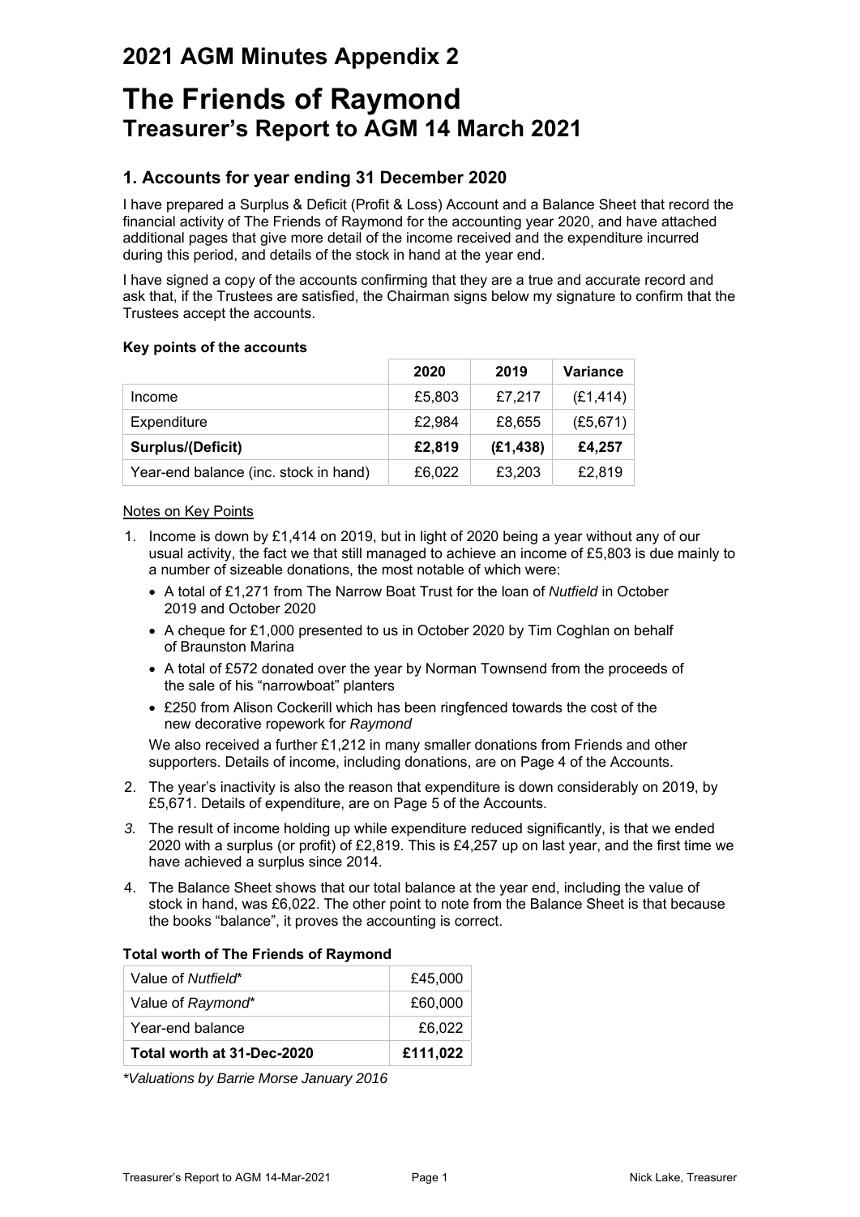## 2021 AGM Minutes Appendix 2

# The Friends of Raymond

## Treasurer's Report to AGM 14 March 2021

### 1. Accounts for year ending 31 December 2020

I have prepared a Surplus & Deficit (Profit & Loss) Account and a Balance Sheet that record the financial activity of The Friends of Raymond for the accounting year 2020, and have attached additional pages that give more detail of the income received and the expenditure incurred during this period, and details of the stock in hand at the year end.

I have signed a copy of the accounts confirming that they are a true and accurate record and ask that, if the Trustees are satisfied, the Chairman signs below my signature to confirm that the Trustees accept the accounts.

**Key points of the accounts**

| | 2020 | 2019 | Variance |
|---|---|---|---|
| Income | £5,803 | £7,217 | (£1,414) |
| Expenditure | £2,984 | £8,655 | (£5,671) |
| **Surplus/(Deficit)** | **£2,819** | **(£1,438)** | **£4,257** |
| Year-end balance (inc. stock in hand) | £6,022 | £3,203 | £2,819 |

Notes on Key Points

1. Income is down by £1,414 on 2019, but in light of 2020 being a year without any of our usual activity, the fact we that still managed to achieve an income of £5,803 is due mainly to a number of sizeable donations, the most notable of which were:
   - A total of £1,271 from The Narrow Boat Trust for the loan of *Nutfield* in October 2019 and October 2020
   - A cheque for £1,000 presented to us in October 2020 by Tim Coghlan on behalf of Braunston Marina
   - A total of £572 donated over the year by Norman Townsend from the proceeds of the sale of his "narrowboat" planters
   - £250 from Alison Cockerill which has been ringfenced towards the cost of the new decorative ropework for *Raymond*

   We also received a further £1,212 in many smaller donations from Friends and other supporters. Details of income, including donations, are on Page 4 of the Accounts.
2. The year's inactivity is also the reason that expenditure is down considerably on 2019, by £5,671. Details of expenditure, are on Page 5 of the Accounts.
3. The result of income holding up while expenditure reduced significantly, is that we ended 2020 with a surplus (or profit) of £2,819. This is £4,257 up on last year, and the first time we have achieved a surplus since 2014.
4. The Balance Sheet shows that our total balance at the year end, including the value of stock in hand, was £6,022. The other point to note from the Balance Sheet is that because the books "balance", it proves the accounting is correct.

**Total worth of The Friends of Raymond**

| | |
|---|---|
| Value of *Nutfield*\* | £45,000 |
| Value of *Raymond*\* | £60,000 |
| Year-end balance | £6,022 |
| **Total worth at 31-Dec-2020** | **£111,022** |

*\*Valuations by Barrie Morse January 2016*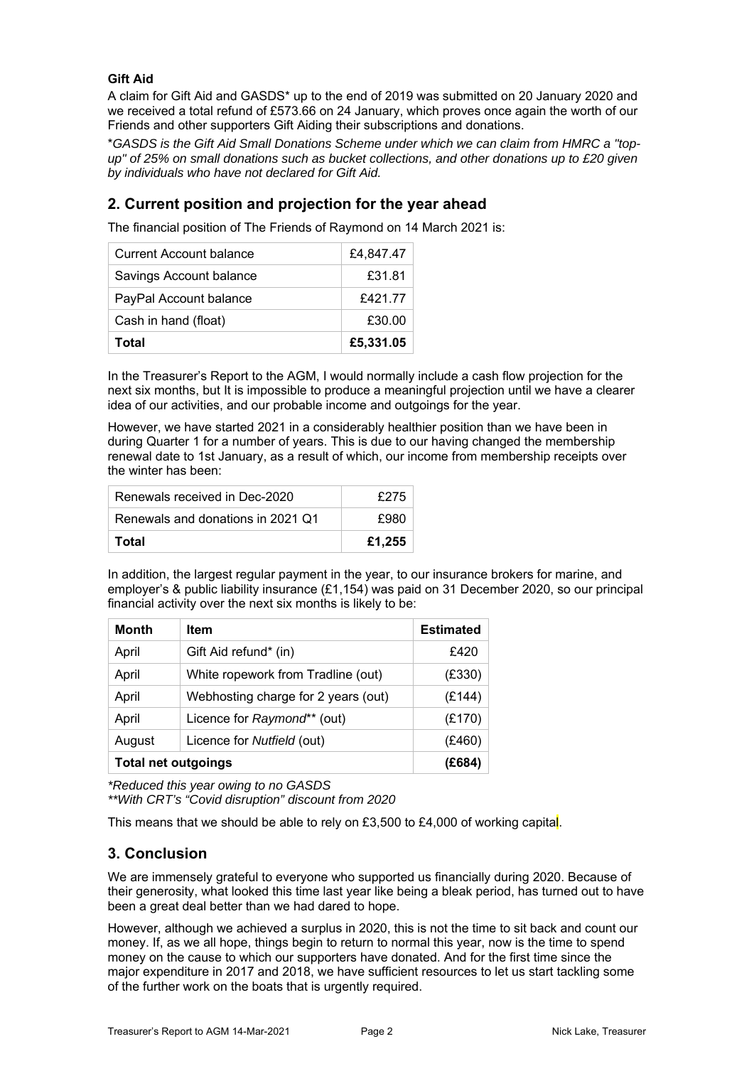**Gift Aid**

A claim for Gift Aid and GASDS* up to the end of 2019 was submitted on 20 January 2020 and we received a total refund of £573.66 on 24 January, which proves once again the worth of our Friends and other supporters Gift Aiding their subscriptions and donations.

*\*GASDS is the Gift Aid Small Donations Scheme under which we can claim from HMRC a "top-up" of 25% on small donations such as bucket collections, and other donations up to £20 given by individuals who have not declared for Gift Aid.*

## 2. Current position and projection for the year ahead

The financial position of The Friends of Raymond on 14 March 2021 is:

| | |
|---|---:|
| Current Account balance | £4,847.47 |
| Savings Account balance | £31.81 |
| PayPal Account balance | £421.77 |
| Cash in hand (float) | £30.00 |
| **Total** | **£5,331.05** |

In the Treasurer's Report to the AGM, I would normally include a cash flow projection for the next six months, but It is impossible to produce a meaningful projection until we have a clearer idea of our activities, and our probable income and outgoings for the year.

However, we have started 2021 in a considerably healthier position than we have been in during Quarter 1 for a number of years. This is due to our having changed the membership renewal date to 1st January, as a result of which, our income from membership receipts over the winter has been:

| | |
|---|---:|
| Renewals received in Dec-2020 | £275 |
| Renewals and donations in 2021 Q1 | £980 |
| **Total** | **£1,255** |

In addition, the largest regular payment in the year, to our insurance brokers for marine, and employer's & public liability insurance (£1,154) was paid on 31 December 2020, so our principal financial activity over the next six months is likely to be:

| Month | Item | Estimated |
|---|---|---:|
| April | Gift Aid refund* (in) | £420 |
| April | White ropework from Tradline (out) | (£330) |
| April | Webhosting charge for 2 years (out) | (£144) |
| April | Licence for *Raymond*** (out) | (£170) |
| August | Licence for *Nutfield* (out) | (£460) |
| **Total net outgoings** | | **(£684)** |

*\*Reduced this year owing to no GASDS*
*\*\*With CRT's "Covid disruption" discount from 2020*

This means that we should be able to rely on £3,500 to £4,000 of working capital.

## 3. Conclusion

We are immensely grateful to everyone who supported us financially during 2020. Because of their generosity, what looked this time last year like being a bleak period, has turned out to have been a great deal better than we had dared to hope.

However, although we achieved a surplus in 2020, this is not the time to sit back and count our money. If, as we all hope, things begin to return to normal this year, now is the time to spend money on the cause to which our supporters have donated. And for the first time since the major expenditure in 2017 and 2018, we have sufficient resources to let us start tackling some of the further work on the boats that is urgently required.